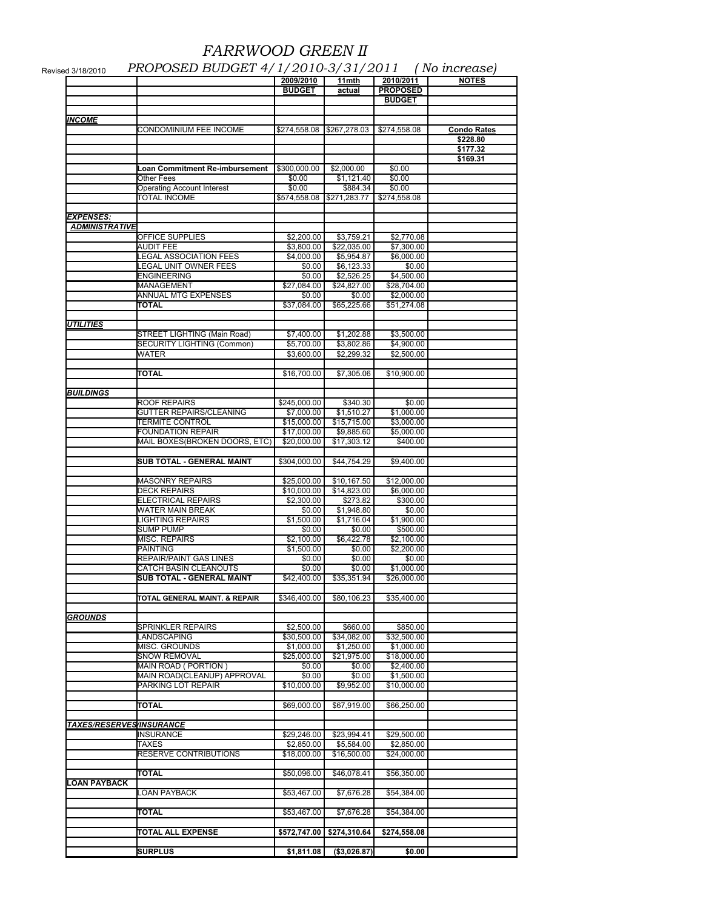# FARRWOOD GREEN II

Revised 3/18/2010 *PROPOSED BUDGET 4/1/2010-3/31/2011 ( No increase)*

| | | 2009/2010 BUDGET | 11mth actual | 2010/2011 PROPOSED BUDGET | NOTES |
|---|---|---|---|---|---|
| **INCOME** | | | | | |
| | CONDOMINIUM FEE INCOME | $274,558.08 | $267,278.03 | $274,558.08 | **Condo Rates** |
| | | | | | **$228.80** |
| | | | | | **$177.32** |
| | | | | | **$169.31** |
| | **Loan Commitment Re-imbursement** | $300,000.00 | $2,000.00 | $0.00 | |
| | Other Fees | $0.00 | $1,121.40 | $0.00 | |
| | Operating Account Interest | $0.00 | $884.34 | $0.00 | |
| | TOTAL INCOME | $574,558.08 | $271,283.77 | $274,558.08 | |
| **EXPENSES:** | | | | | |
| **ADMINISTRATIVE** | | | | | |
| | OFFICE SUPPLIES | $2,200.00 | $3,759.21 | $2,770.08 | |
| | AUDIT FEE | $3,800.00 | $22,035.00 | $7,300.00 | |
| | LEGAL ASSOCIATION FEES | $4,000.00 | $5,954.87 | $6,000.00 | |
| | LEGAL UNIT OWNER FEES | $0.00 | $6,123.33 | $0.00 | |
| | ENGINEERING | $0.00 | $2,526.25 | $4,500.00 | |
| | MANAGEMENT | $27,084.00 | $24,827.00 | $28,704.00 | |
| | ANNUAL MTG EXPENSES | $0.00 | $0.00 | $2,000.00 | |
| | **TOTAL** | $37,084.00 | $65,225.66 | $51,274.08 | |
| **UTILITIES** | | | | | |
| | STREET LIGHTING (Main Road) | $7,400.00 | $1,202.88 | $3,500.00 | |
| | SECURITY LIGHTING (Common) | $5,700.00 | $3,802.86 | $4,900.00 | |
| | WATER | $3,600.00 | $2,299.32 | $2,500.00 | |
| | **TOTAL** | $16,700.00 | $7,305.06 | $10,900.00 | |
| **BUILDINGS** | | | | | |
| | ROOF REPAIRS | $245,000.00 | $340.30 | $0.00 | |
| | GUTTER REPAIRS/CLEANING | $7,000.00 | $1,510.27 | $1,000.00 | |
| | TERMITE CONTROL | $15,000.00 | $15,715.00 | $3,000.00 | |
| | FOUNDATION REPAIR | $17,000.00 | $9,885.60 | $5,000.00 | |
| | MAIL BOXES(BROKEN DOORS, ETC) | $20,000.00 | $17,303.12 | $400.00 | |
| | **SUB TOTAL - GENERAL MAINT** | $304,000.00 | $44,754.29 | $9,400.00 | |
| | MASONRY REPAIRS | $25,000.00 | $10,167.50 | $12,000.00 | |
| | DECK REPAIRS | $10,000.00 | $14,823.00 | $6,000.00 | |
| | ELECTRICAL REPAIRS | $2,300.00 | $273.82 | $300.00 | |
| | WATER MAIN BREAK | $0.00 | $1,948.80 | $0.00 | |
| | LIGHTING REPAIRS | $1,500.00 | $1,716.04 | $1,900.00 | |
| | SUMP PUMP | $0.00 | $0.00 | $500.00 | |
| | MISC. REPAIRS | $2,100.00 | $6,422.78 | $2,100.00 | |
| | PAINTING | $1,500.00 | $0.00 | $2,200.00 | |
| | REPAIR/PAINT GAS LINES | $0.00 | $0.00 | $0.00 | |
| | CATCH BASIN CLEANOUTS | $0.00 | $0.00 | $1,000.00 | |
| | **SUB TOTAL - GENERAL MAINT** | $42,400.00 | $35,351.94 | $26,000.00 | |
| | **TOTAL GENERAL MAINT. & REPAIR** | $346,400.00 | $80,106.23 | $35,400.00 | |
| **GROUNDS** | | | | | |
| | SPRINKLER REPAIRS | $2,500.00 | $660.00 | $850.00 | |
| | LANDSCAPING | $30,500.00 | $34,082.00 | $32,500.00 | |
| | MISC. GROUNDS | $1,000.00 | $1,250.00 | $1,000.00 | |
| | SNOW REMOVAL | $25,000.00 | $21,975.00 | $18,000.00 | |
| | MAIN ROAD ( PORTION ) | $0.00 | $0.00 | $2,400.00 | |
| | MAIN ROAD(CLEANUP) APPROVAL | $0.00 | $0.00 | $1,500.00 | |
| | PARKING LOT REPAIR | $10,000.00 | $9,952.00 | $10,000.00 | |
| | **TOTAL** | $69,000.00 | $67,919.00 | $66,250.00 | |
| **TAXES/RESERVES/INSURANCE** | | | | | |
| | INSURANCE | $29,246.00 | $23,994.41 | $29,500.00 | |
| | TAXES | $2,850.00 | $5,584.00 | $2,850.00 | |
| | RESERVE CONTRIBUTIONS | $18,000.00 | $16,500.00 | $24,000.00 | |
| | **TOTAL** | $50,096.00 | $46,078.41 | $56,350.00 | |
| **LOAN PAYBACK** | | | | | |
| | LOAN PAYBACK | $53,467.00 | $7,676.28 | $54,384.00 | |
| | **TOTAL** | $53,467.00 | $7,676.28 | $54,384.00 | |
| | **TOTAL ALL EXPENSE** | **$572,747.00** | **$274,310.64** | **$274,558.08** | |
| | **SURPLUS** | **$1,811.08** | **($3,026.87)** | **$0.00** | |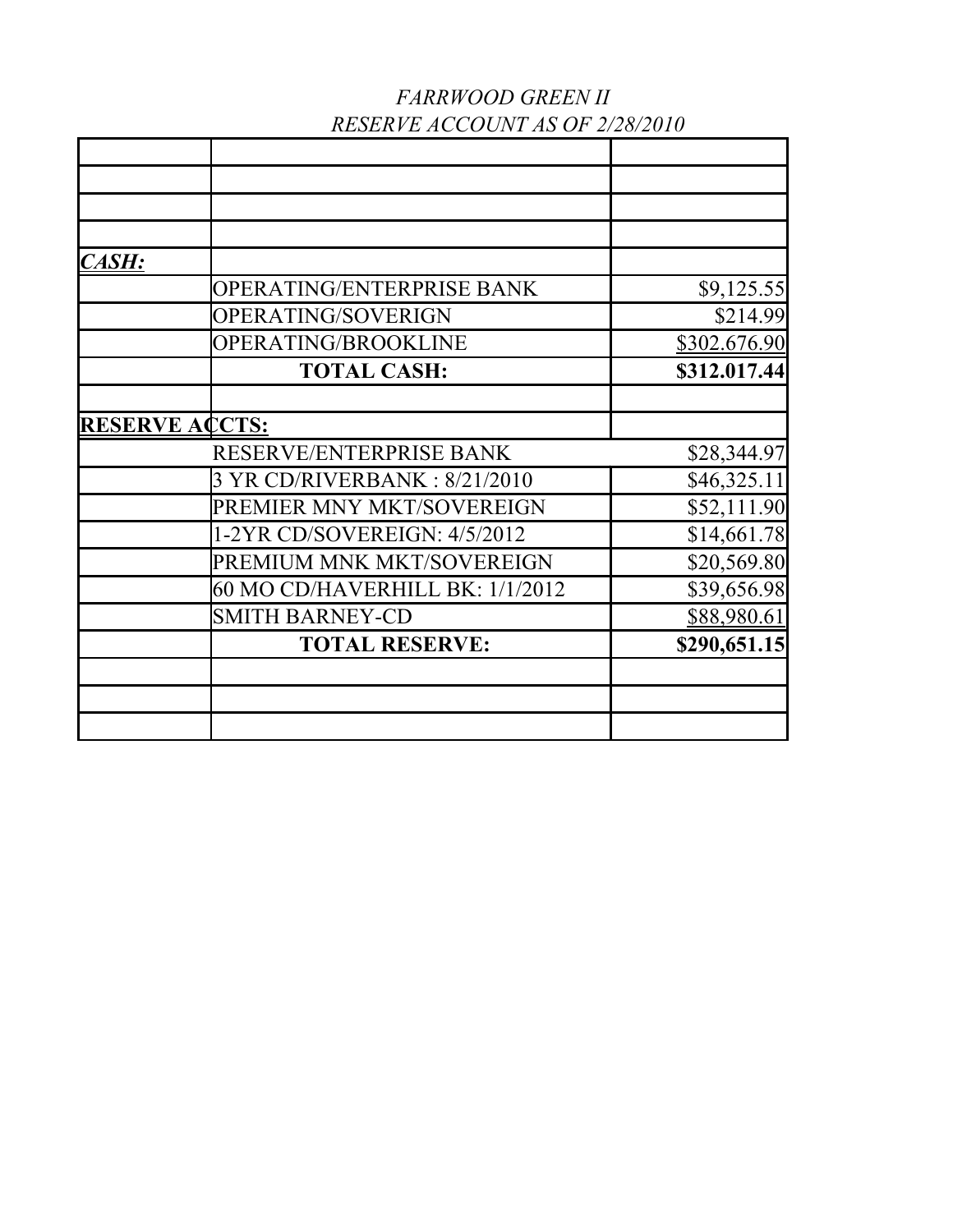*FARRWOOD GREEN II*

*RESERVE ACCOUNT AS OF 2/28/2010*

| | | |
|---|---|---|
| | | |
| | | |
| | | |
| ***CASH:*** | | |
| | OPERATING/ENTERPRISE BANK | $9,125.55 |
| | OPERATING/SOVERIGN | $214.99 |
| | OPERATING/BROOKLINE | $302.676.90 |
| | **TOTAL CASH:** | **$312.017.44** |
| | | |
| **RESERVE ACCTS:** | | |
| | RESERVE/ENTERPRISE BANK | $28,344.97 |
| | 3 YR CD/RIVERBANK : 8/21/2010 | $46,325.11 |
| | PREMIER MNY MKT/SOVEREIGN | $52,111.90 |
| | 1-2YR CD/SOVEREIGN: 4/5/2012 | $14,661.78 |
| | PREMIUM MNK MKT/SOVEREIGN | $20,569.80 |
| | 60 MO CD/HAVERHILL BK: 1/1/2012 | $39,656.98 |
| | SMITH BARNEY-CD | $88,980.61 |
| | **TOTAL RESERVE:** | **$290,651.15** |
| | | |
| | | |
| | | |